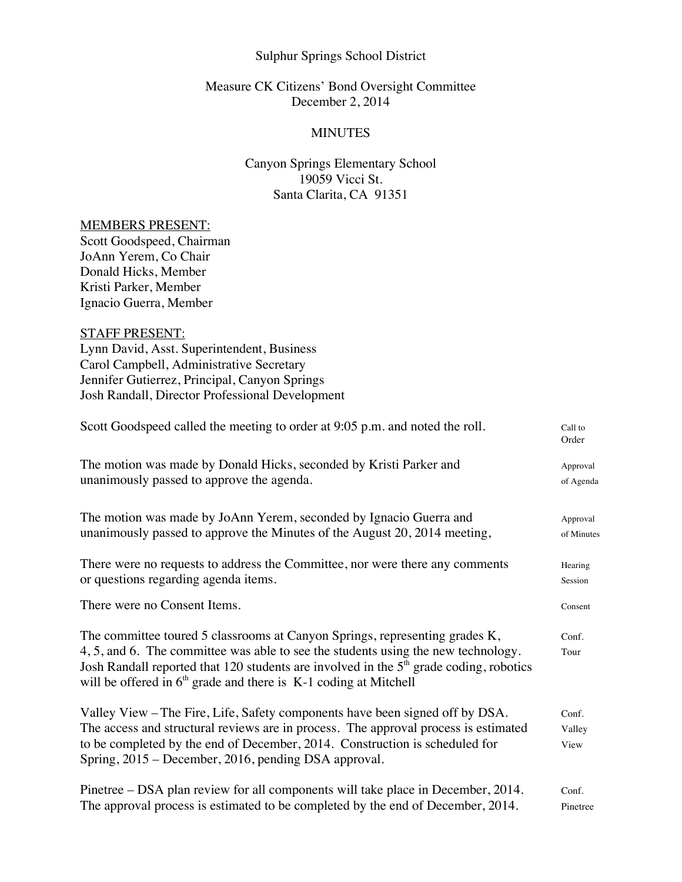Sulphur Springs School District

Measure CK Citizens' Bond Oversight Committee
December 2, 2014

MINUTES

Canyon Springs Elementary School
19059 Vicci St.
Santa Clarita, CA 91351

MEMBERS PRESENT:
Scott Goodspeed, Chairman
JoAnn Yerem, Co Chair
Donald Hicks, Member
Kristi Parker, Member
Ignacio Guerra, Member

STAFF PRESENT:
Lynn David, Asst. Superintendent, Business
Carol Campbell, Administrative Secretary
Jennifer Gutierrez, Principal, Canyon Springs
Josh Randall, Director Professional Development

| | |
|---|---|
| Scott Goodspeed called the meeting to order at 9:05 p.m. and noted the roll. | Call to Order |
| The motion was made by Donald Hicks, seconded by Kristi Parker and unanimously passed to approve the agenda. | Approval of Agenda |
| The motion was made by JoAnn Yerem, seconded by Ignacio Guerra and unanimously passed to approve the Minutes of the August 20, 2014 meeting, | Approval of Minutes |
| There were no requests to address the Committee, nor were there any comments or questions regarding agenda items. | Hearing Session |
| There were no Consent Items. | Consent |
| The committee toured 5 classrooms at Canyon Springs, representing grades K, 4, 5, and 6. The committee was able to see the students using the new technology. Josh Randall reported that 120 students are involved in the 5th grade coding, robotics will be offered in 6th grade and there is K-1 coding at Mitchell | Conf. Tour |
| Valley View – The Fire, Life, Safety components have been signed off by DSA. The access and structural reviews are in process. The approval process is estimated to be completed by the end of December, 2014. Construction is scheduled for Spring, 2015 – December, 2016, pending DSA approval. | Conf. Valley View |
| Pinetree – DSA plan review for all components will take place in December, 2014. The approval process is estimated to be completed by the end of December, 2014. | Conf. Pinetree |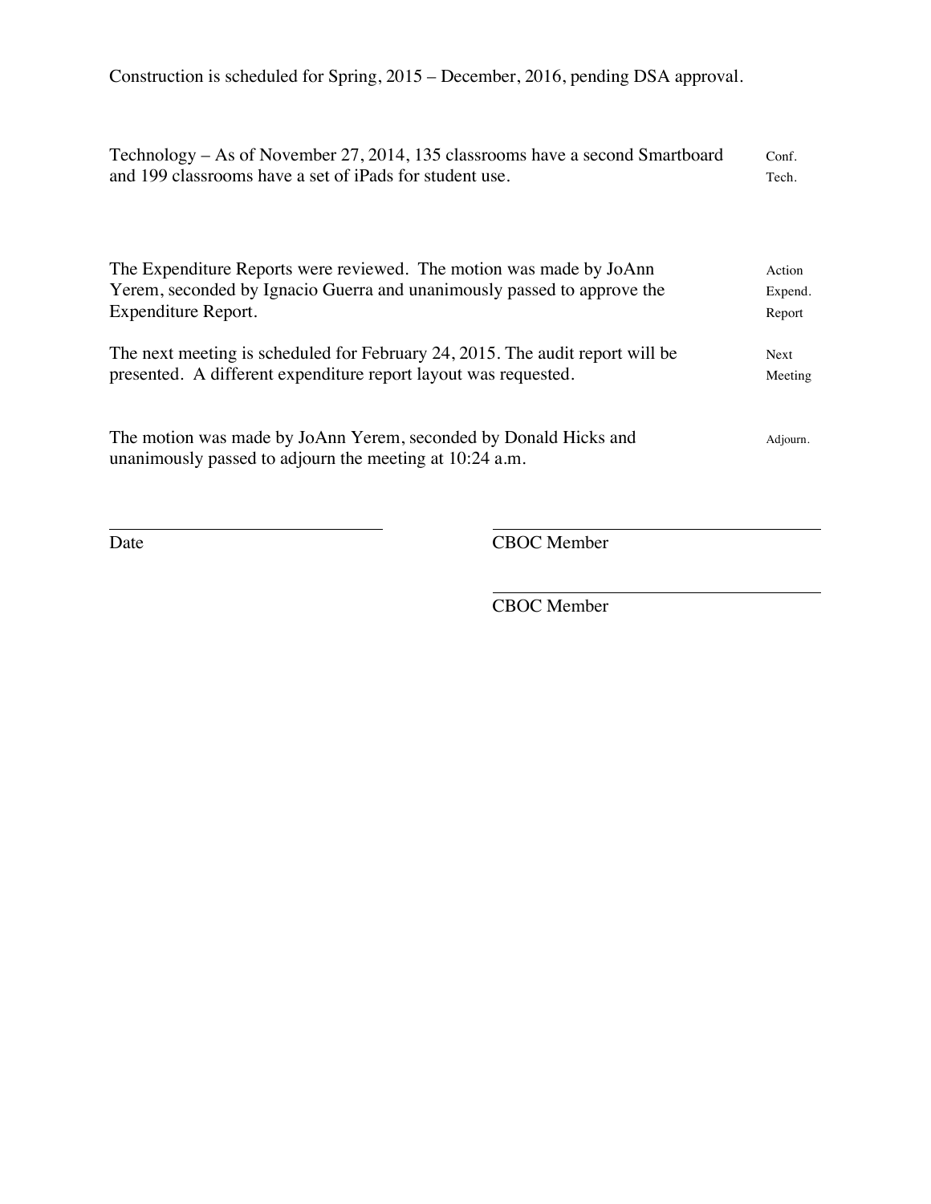Construction is scheduled for Spring, 2015 – December, 2016, pending DSA approval.

Technology – As of November 27, 2014, 135 classrooms have a second Smartboard and 199 classrooms have a set of iPads for student use. *Conf. Tech.*

The Expenditure Reports were reviewed. The motion was made by JoAnn Yerem, seconded by Ignacio Guerra and unanimously passed to approve the Expenditure Report. *Action Expend. Report*

The next meeting is scheduled for February 24, 2015. The audit report will be presented. A different expenditure report layout was requested. *Next Meeting*

The motion was made by JoAnn Yerem, seconded by Donald Hicks and unanimously passed to adjourn the meeting at 10:24 a.m. *Adjourn.*

\_\_\_\_\_\_\_\_\_\_\_\_\_\_\_\_\_\_\_\_\_\_\_\_\_\_\_\_\_\_
Date

\_\_\_\_\_\_\_\_\_\_\_\_\_\_\_\_\_\_\_\_\_\_\_\_\_\_\_\_\_\_
CBOC Member

\_\_\_\_\_\_\_\_\_\_\_\_\_\_\_\_\_\_\_\_\_\_\_\_\_\_\_\_\_\_
CBOC Member